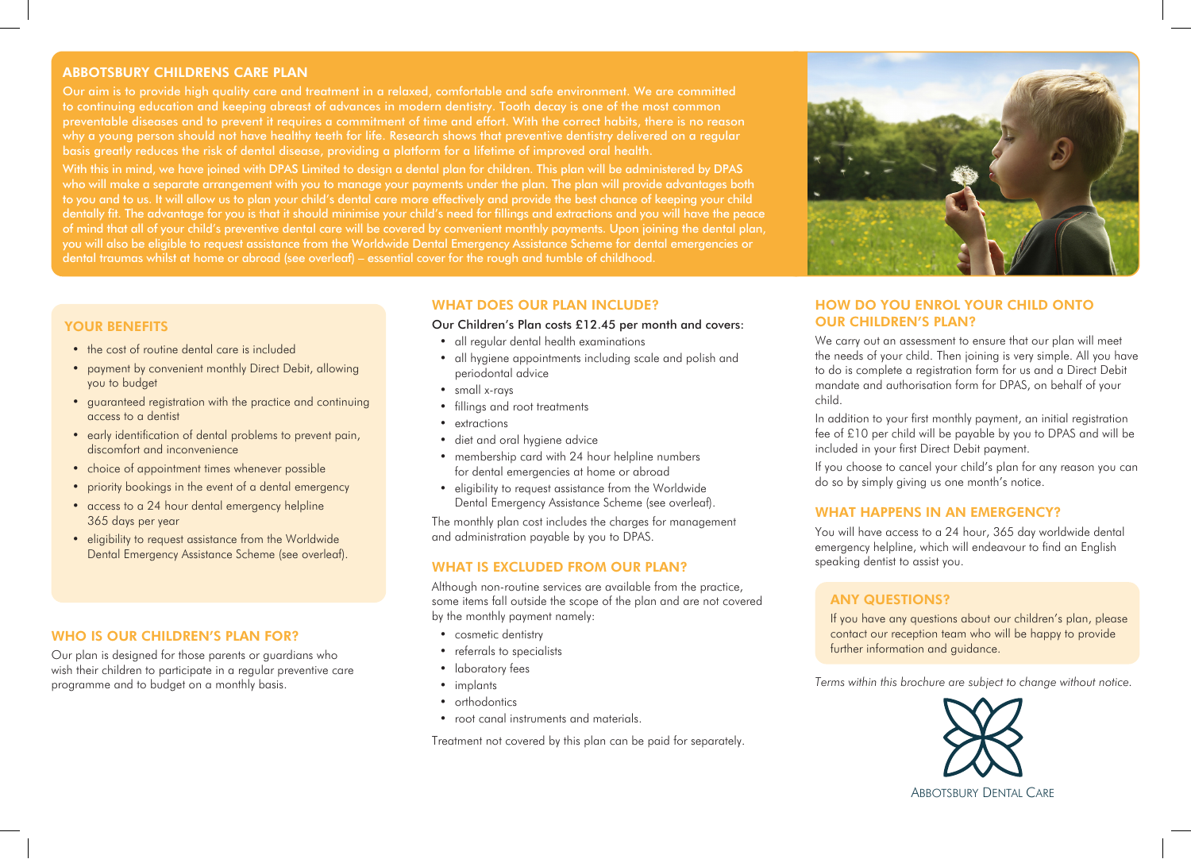## ABBOTSBURY CHILDRENS CARE PLAN

Our aim is to provide high quality care and treatment in a relaxed, comfortable and safe environment. We are committed to continuing education and keeping abreast of advances in modern dentistry. Tooth decay is one of the most common preventable diseases and to prevent it requires a commitment of time and effort. With the correct habits, there is no reason why a young person should not have healthy teeth for life. Research shows that preventive dentistry delivered on a regular basis greatly reduces the risk of dental disease, providing a platform for a lifetime of improved oral health.

With this in mind, we have joined with DPAS Limited to design a dental plan for children. This plan will be administered by DPAS who will make a separate arrangement with you to manage your payments under the plan. The plan will provide advantages both to you and to us. It will allow us to plan your child's dental care more effectively and provide the best chance of keeping your child dentally fit. The advantage for you is that it should minimise your child's need for fillings and extractions and you will have the peace of mind that all of your child's preventive dental care will be covered by convenient monthly payments. Upon joining the dental plan, you will also be eligible to request assistance from the Worldwide Dental Emergency Assistance Scheme for dental emergencies or dental traumas whilst at home or abroad (see overleaf) – essential cover for the rough and tumble of childhood.

## YOUR BENEFITS

- the cost of routine dental care is included
- payment by convenient monthly Direct Debit, allowing you to budget
- guaranteed registration with the practice and continuing access to a dentist
- early identification of dental problems to prevent pain, discomfort and inconvenience
- choice of appointment times whenever possible
- priority bookings in the event of a dental emergency
- access to a 24 hour dental emergency helpline 365 days per year
- eligibility to request assistance from the Worldwide Dental Emergency Assistance Scheme (see overleaf).

## WHO IS OUR CHILDREN'S PLAN FOR?

Our plan is designed for those parents or guardians who wish their children to participate in a regular preventive care programme and to budget on a monthly basis.

## WHAT DOES OUR PLAN INCLUDE?

Our Children's Plan costs £12.45 per month and covers:

- all regular dental health examinations
- all hygiene appointments including scale and polish and periodontal advice
- small x-rays
- fillings and root treatments
- extractions
- diet and oral hygiene advice
- membership card with 24 hour helpline numbers for dental emergencies at home or abroad
- eligibility to request assistance from the Worldwide Dental Emergency Assistance Scheme (see overleaf).

The monthly plan cost includes the charges for management and administration payable by you to DPAS.

## WHAT IS EXCLUDED FROM OUR PLAN?

Although non-routine services are available from the practice, some items fall outside the scope of the plan and are not covered by the monthly payment namely:

- cosmetic dentistry
- referrals to specialists
- laboratory fees
- implants
- orthodontics
- root canal instruments and materials.

Treatment not covered by this plan can be paid for separately.

## HOW DO YOU ENROL YOUR CHILD ONTO OUR CHILDREN'S PLAN?

We carry out an assessment to ensure that our plan will meet the needs of your child. Then joining is very simple. All you have to do is complete a registration form for us and a Direct Debit mandate and authorisation form for DPAS, on behalf of your child.

In addition to your first monthly payment, an initial registration fee of £10 per child will be payable by you to DPAS and will be included in your first Direct Debit payment.

If you choose to cancel your child's plan for any reason you can do so by simply giving us one month's notice.

## WHAT HAPPENS IN AN EMERGENCY?

You will have access to a 24 hour, 365 day worldwide dental emergency helpline, which will endeavour to find an English speaking dentist to assist you.

## ANY QUESTIONS?

If you have any questions about our children's plan, please contact our reception team who will be happy to provide further information and guidance.

*Terms within this brochure are subject to change without notice.*

ABBOTSBURY DENTAL CARE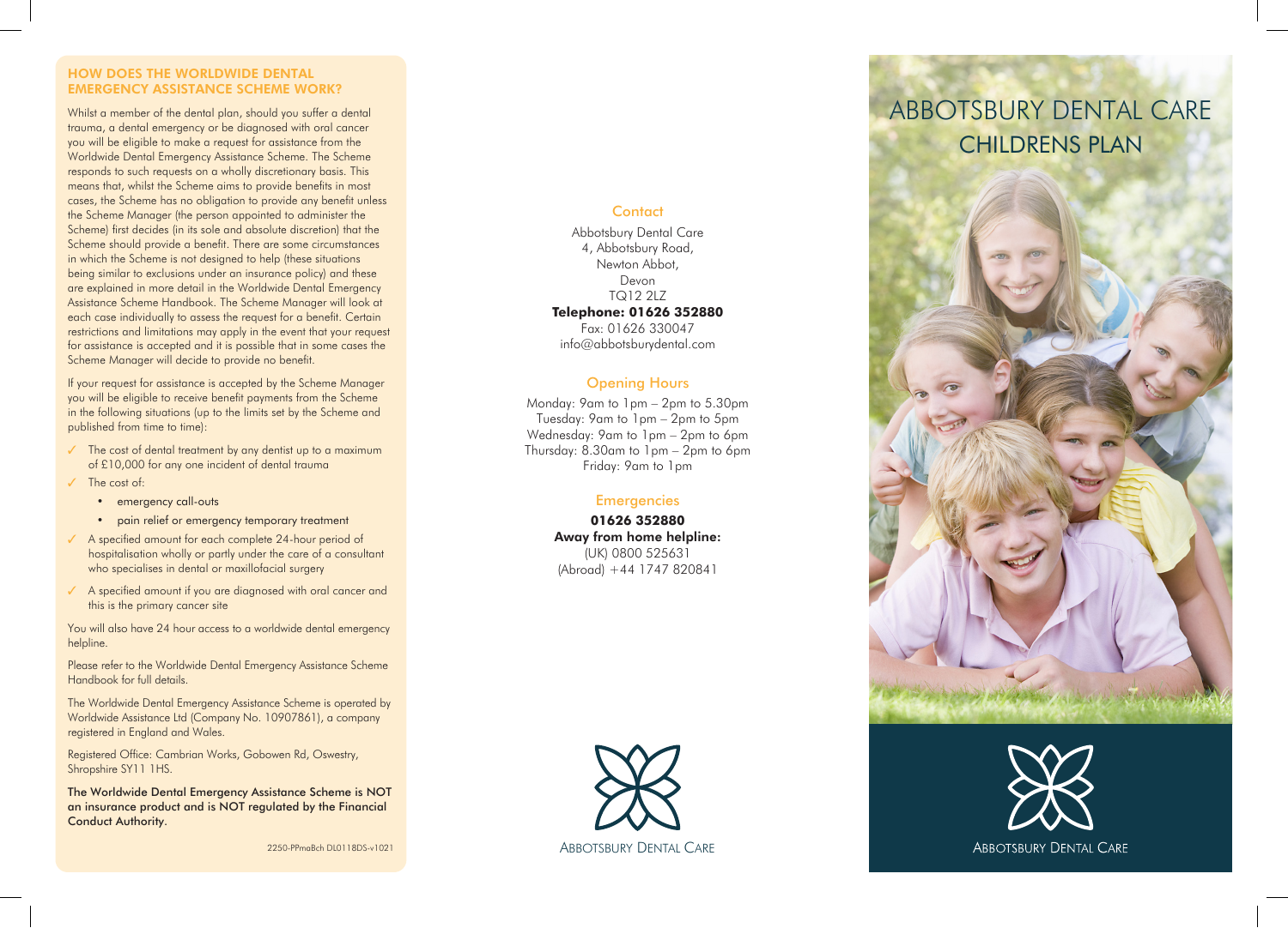## HOW DOES THE WORLDWIDE DENTAL EMERGENCY ASSISTANCE SCHEME WORK?

Whilst a member of the dental plan, should you suffer a dental trauma, a dental emergency or be diagnosed with oral cancer you will be eligible to make a request for assistance from the Worldwide Dental Emergency Assistance Scheme. The Scheme responds to such requests on a wholly discretionary basis. This means that, whilst the Scheme aims to provide benefits in most cases, the Scheme has no obligation to provide any benefit unless the Scheme Manager (the person appointed to administer the Scheme) first decides (in its sole and absolute discretion) that the Scheme should provide a benefit. There are some circumstances in which the Scheme is not designed to help (these situations being similar to exclusions under an insurance policy) and these are explained in more detail in the Worldwide Dental Emergency Assistance Scheme Handbook. The Scheme Manager will look at each case individually to assess the request for a benefit. Certain restrictions and limitations may apply in the event that your request for assistance is accepted and it is possible that in some cases the Scheme Manager will decide to provide no benefit.

If your request for assistance is accepted by the Scheme Manager you will be eligible to receive benefit payments from the Scheme in the following situations (up to the limits set by the Scheme and published from time to time):

- ✓ The cost of dental treatment by any dentist up to a maximum of £10,000 for any one incident of dental trauma
- ✓ The cost of:
  - emergency call-outs
  - pain relief or emergency temporary treatment
- ✓ A specified amount for each complete 24-hour period of hospitalisation wholly or partly under the care of a consultant who specialises in dental or maxillofacial surgery
- ✓ A specified amount if you are diagnosed with oral cancer and this is the primary cancer site

You will also have 24 hour access to a worldwide dental emergency helpline.

Please refer to the Worldwide Dental Emergency Assistance Scheme Handbook for full details.

The Worldwide Dental Emergency Assistance Scheme is operated by Worldwide Assistance Ltd (Company No. 10907861), a company registered in England and Wales.

Registered Office: Cambrian Works, Gobowen Rd, Oswestry, Shropshire SY11 1HS.

**The Worldwide Dental Emergency Assistance Scheme is NOT an insurance product and is NOT regulated by the Financial Conduct Authority.**

2250-PPmaBch DL0118DS-v1021

## Contact

Abbotsbury Dental Care
4, Abbotsbury Road,
Newton Abbot,
Devon
TQ12 2LZ
**Telephone: 01626 352880**
Fax: 01626 330047
info@abbotsburydental.com

## Opening Hours

Monday: 9am to 1pm – 2pm to 5.30pm
Tuesday: 9am to 1pm – 2pm to 5pm
Wednesday: 9am to 1pm – 2pm to 6pm
Thursday: 8.30am to 1pm – 2pm to 6pm
Friday: 9am to 1pm

## Emergencies

**01626 352880**
**Away from home helpline:**
(UK) 0800 525631
(Abroad) +44 1747 820841

ABBOTSBURY DENTAL CARE

# ABBOTSBURY DENTAL CARE
## CHILDRENS PLAN

ABBOTSBURY DENTAL CARE